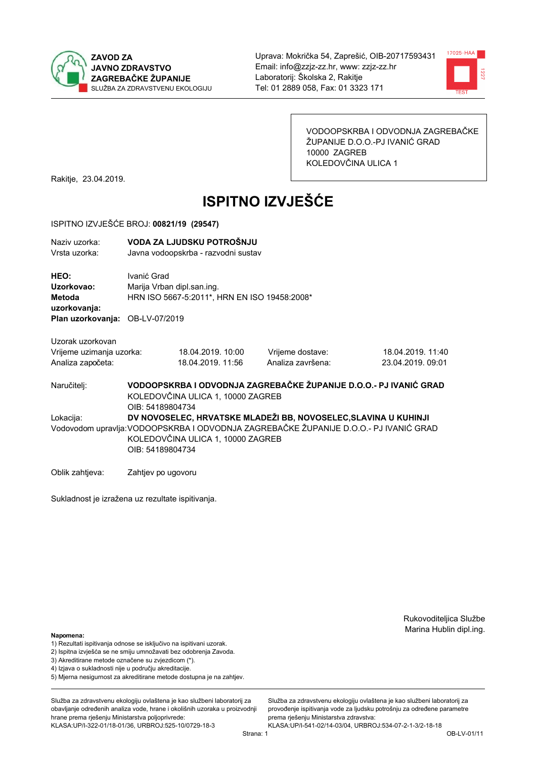**ZAVOD ZA JAVNO ZDRAVSTVO ZAGREBAČKE ŽUPANIJE**
SLUŽBA ZA ZDRAVSTVENU EKOLOGIJU

Uprava: Mokrička 54, Zaprešić, OIB-20717593431
Email: info@zzjz-zz.hr, www: zzjz-zz.hr
Laboratorij: Školska 2, Rakitje
Tel: 01 2889 058, Fax: 01 3323 171

VODOOPSKRBA I ODVODNJA ZAGREBAČKE ŽUPANIJE D.O.O.-PJ IVANIĆ GRAD
10000 ZAGREB
KOLEDOVČINA ULICA 1

Rakitje, 23.04.2019.

# ISPITNO IZVJEŠĆE

ISPITNO IZVJEŠĆE BROJ: **00821/19 (29547)**

Naziv uzorka: **VODA ZA LJUDSKU POTROŠNJU**
Vrsta uzorka: Javna vodoopskrba - razvodni sustav

**HEO:** Ivanić Grad
**Uzorkovao:** Marija Vrban dipl.san.ing.
**Metoda uzorkovanja:** HRN ISO 5667-5:2011*, HRN EN ISO 19458:2008*
**Plan uzorkovanja:** OB-LV-07/2019

Uzorak uzorkovan

| | | | |
|---|---|---|---|
| Vrijeme uzimanja uzorka: | 18.04.2019. 10:00 | Vrijeme dostave: | 18.04.2019. 11:40 |
| Analiza započeta: | 18.04.2019. 11:56 | Analiza završena: | 23.04.2019. 09:01 |

Naručitelj: **VODOOPSKRBA I ODVODNJA ZAGREBAČKE ŽUPANIJE D.O.O.- PJ IVANIĆ GRAD**
KOLEDOVČINA ULICA 1, 10000 ZAGREB
OIB: 54189804734

Lokacija: **DV NOVOSELEC, HRVATSKE MLADEŽI BB, NOVOSELEC,SLAVINA U KUHINJI**

Vodovodom upravlja: VODOOPSKRBA I ODVODNJA ZAGREBAČKE ŽUPANIJE D.O.O.- PJ IVANIĆ GRAD
KOLEDOVČINA ULICA 1, 10000 ZAGREB
OIB: 54189804734

Oblik zahtjeva: Zahtjev po ugovoru

Sukladnost je izražena uz rezultate ispitivanja.

Rukovoditeljica Službe
Marina Hublin dipl.ing.

**Napomena:**
1) Rezultati ispitivanja odnose se isključivo na ispitivani uzorak.
2) Ispitna izvješća se ne smiju umnožavati bez odobrenja Zavoda.
3) Akreditirane metode označene su zvjezdicom (*).
4) Izjava o sukladnosti nije u području akreditacije.
5) Mjerna nesigurnost za akreditirane metode dostupna je na zahtjev.

Služba za zdravstvenu ekologiju ovlaštena je kao službeni laboratorij za obavljanje određenih analiza vode, hrane i okolišnih uzoraka u proizvodnji hrane prema rješenju Ministarstva poljoprivrede: KLASA:UP/I-322-01/18-01/36, URBROJ:525-10/0729-18-3

Služba za zdravstvenu ekologiju ovlaštena je kao službeni laboratorij za provođenje ispitivanja vode za ljudsku potrošnju za određene parametre prema rješenju Ministarstva zdravstva: KLASA:UP/I-541-02/14-03/04, URBROJ:534-07-2-1-3/2-18-18

OB-LV-01/11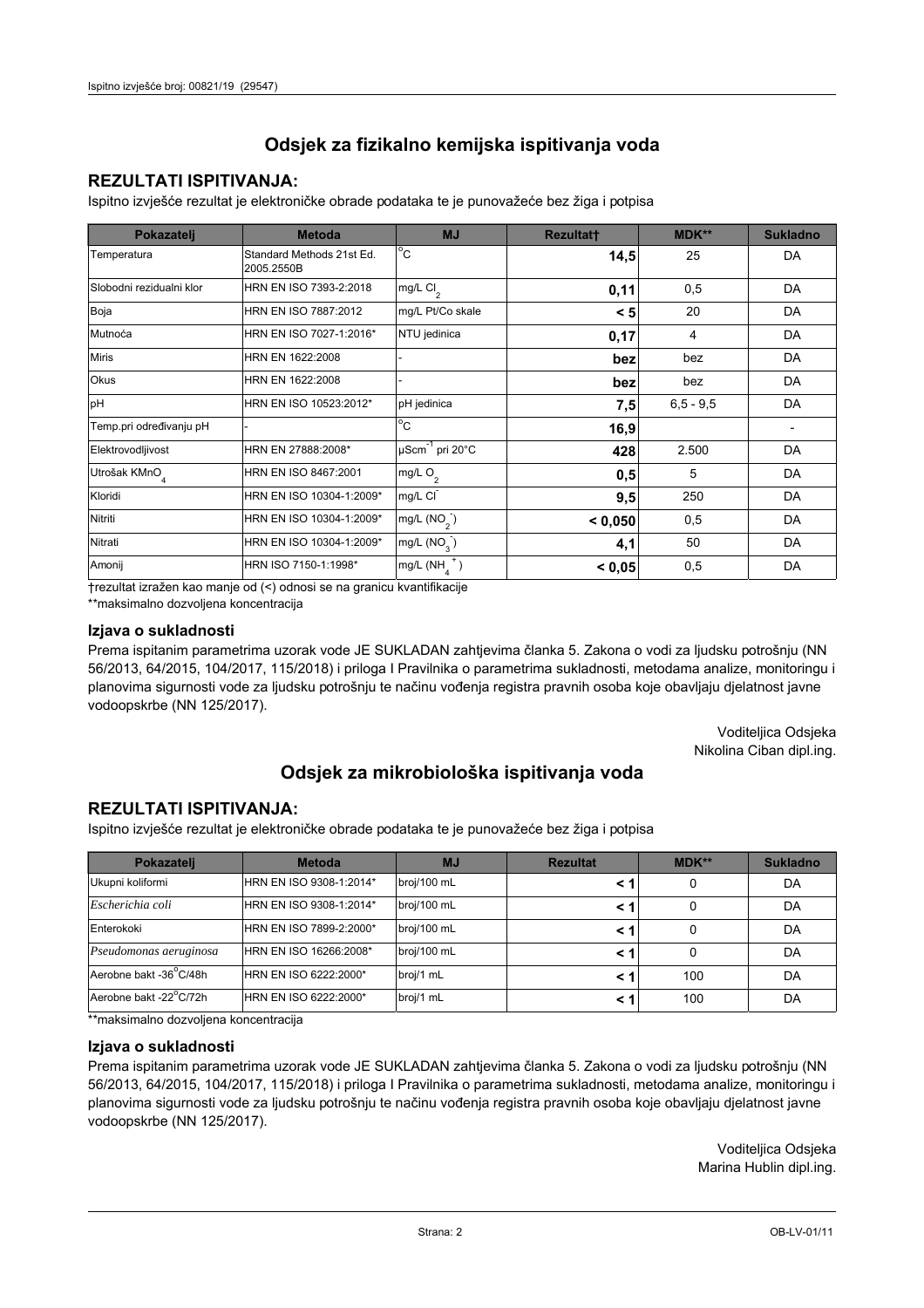## Odsjek za fizikalno kemijska ispitivanja voda

### REZULTATI ISPITIVANJA:

Ispitno izvješće rezultat je elektroničke obrade podataka te je punovažeće bez žiga i potpisa

| Pokazatelj | Metoda | MJ | Rezultat† | MDK** | Sukladno |
|---|---|---|---|---|---|
| Temperatura | Standard Methods 21st Ed. 2005.2550B | °C | **14,5** | 25 | DA |
| Slobodni rezidualni klor | HRN EN ISO 7393-2:2018 | mg/L $Cl_2$ | **0,11** | 0,5 | DA |
| Boja | HRN EN ISO 7887:2012 | mg/L Pt/Co skale | **< 5** | 20 | DA |
| Mutnoća | HRN EN ISO 7027-1:2016* | NTU jedinica | **0,17** | 4 | DA |
| Miris | HRN EN 1622:2008 | - | **bez** | bez | DA |
| Okus | HRN EN 1622:2008 | - | **bez** | bez | DA |
| pH | HRN EN ISO 10523:2012* | pH jedinica | **7,5** | 6,5 - 9,5 | DA |
| Temp.pri određivanju pH | - | °C | **16,9** | | - |
| Elektrovodljivost | HRN EN 27888:2008* | $\mu Scm^{-1}$ pri 20°C | **428** | 2.500 | DA |
| Utrošak $KMnO_4$ | HRN EN ISO 8467:2001 | mg/L $O_2$ | **0,5** | 5 | DA |
| Kloridi | HRN EN ISO 10304-1:2009* | mg/L $Cl^-$ | **9,5** | 250 | DA |
| Nitriti | HRN EN ISO 10304-1:2009* | mg/L ($NO_2^-$) | **< 0,050** | 0,5 | DA |
| Nitrati | HRN EN ISO 10304-1:2009* | mg/L ($NO_3^-$) | **4,1** | 50 | DA |
| Amonij | HRN ISO 7150-1:1998* | mg/L ($NH_4^+$) | **< 0,05** | 0,5 | DA |

†rezultat izražen kao manje od (<) odnosi se na granicu kvantifikacije

**maksimalno dozvoljena koncentracija

### Izjava o sukladnosti

Prema ispitanim parametrima uzorak vode JE SUKLADAN zahtjevima članka 5. Zakona o vodi za ljudsku potrošnju (NN 56/2013, 64/2015, 104/2017, 115/2018) i priloga I Pravilnika o parametrima sukladnosti, metodama analize, monitoringu i planovima sigurnosti vode za ljudsku potrošnju te načinu vođenja registra pravnih osoba koje obavljaju djelatnost javne vodoopskrbe (NN 125/2017).

Voditeljica Odsjeka
Nikolina Ciban dipl.ing.

## Odsjek za mikrobiološka ispitivanja voda

### REZULTATI ISPITIVANJA:

Ispitno izvješće rezultat je elektroničke obrade podataka te je punovažeće bez žiga i potpisa

| Pokazatelj | Metoda | MJ | Rezultat | MDK** | Sukladno |
|---|---|---|---|---|---|
| Ukupni koliformi | HRN EN ISO 9308-1:2014* | broj/100 mL | **< 1** | 0 | DA |
| *Escherichia coli* | HRN EN ISO 9308-1:2014* | broj/100 mL | **< 1** | 0 | DA |
| Enterokoki | HRN EN ISO 7899-2:2000* | broj/100 mL | **< 1** | 0 | DA |
| *Pseudomonas aeruginosa* | HRN EN ISO 16266:2008* | broj/100 mL | **< 1** | 0 | DA |
| Aerobne bakt -36°C/48h | HRN EN ISO 6222:2000* | broj/1 mL | **< 1** | 100 | DA |
| Aerobne bakt -22°C/72h | HRN EN ISO 6222:2000* | broj/1 mL | **< 1** | 100 | DA |

**maksimalno dozvoljena koncentracija

### Izjava o sukladnosti

Prema ispitanim parametrima uzorak vode JE SUKLADAN zahtjevima članka 5. Zakona o vodi za ljudsku potrošnju (NN 56/2013, 64/2015, 104/2017, 115/2018) i priloga I Pravilnika o parametrima sukladnosti, metodama analize, monitoringu i planovima sigurnosti vode za ljudsku potrošnju te načinu vođenja registra pravnih osoba koje obavljaju djelatnost javne vodoopskrbe (NN 125/2017).

Voditeljica Odsjeka
Marina Hublin dipl.ing.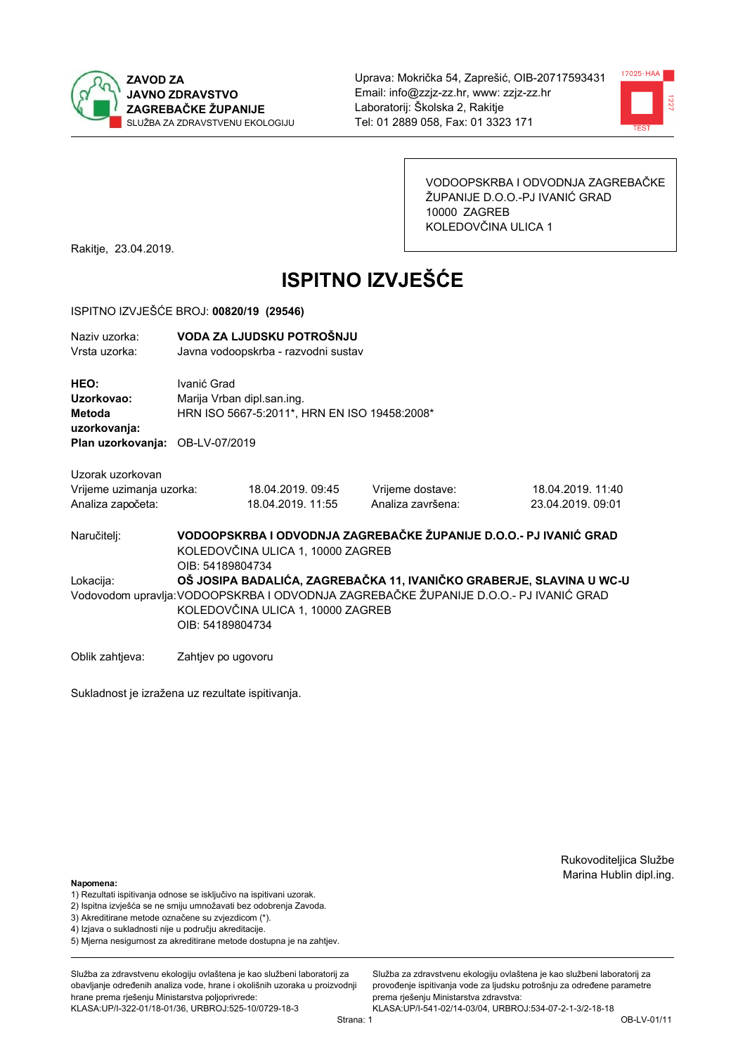**ZAVOD ZA JAVNO ZDRAVSTVO ZAGREBAČKE ŽUPANIJE**
SLUŽBA ZA ZDRAVSTVENU EKOLOGIJU

Uprava: Mokrička 54, Zaprešić, OIB-20717593431
Email: info@zzjz-zz.hr, www: zzjz-zz.hr
Laboratorij: Školska 2, Rakitje
Tel: 01 2889 058, Fax: 01 3323 171

VODOOPSKRBA I ODVODNJA ZAGREBAČKE ŽUPANIJE D.O.O.-PJ IVANIĆ GRAD
10000 ZAGREB
KOLEDOVČINA ULICA 1

Rakitje, 23.04.2019.

# ISPITNO IZVJEŠĆE

ISPITNO IZVJEŠĆE BROJ: **00820/19 (29546)**

Naziv uzorka: **VODA ZA LJUDSKU POTROŠNJU**
Vrsta uzorka: Javna vodoopskrba - razvodni sustav

**HEO:** Ivanić Grad
**Uzorkovao:** Marija Vrban dipl.san.ing.
**Metoda uzorkovanja:** HRN ISO 5667-5:2011*, HRN EN ISO 19458:2008*
**Plan uzorkovanja:** OB-LV-07/2019

Uzorak uzorkovan

| | | | |
|---|---|---|---|
| Vrijeme uzimanja uzorka: | 18.04.2019. 09:45 | Vrijeme dostave: | 18.04.2019. 11:40 |
| Analiza započeta: | 18.04.2019. 11:55 | Analiza završena: | 23.04.2019. 09:01 |

Naručitelj: **VODOOPSKRBA I ODVODNJA ZAGREBAČKE ŽUPANIJE D.O.O.- PJ IVANIĆ GRAD**
KOLEDOVČINA ULICA 1, 10000 ZAGREB
OIB: 54189804734

Lokacija: **OŠ JOSIPA BADALIĆA, ZAGREBAČKA 11, IVANIČKO GRABERJE, SLAVINA U WC-U**

Vodovodom upravlja: VODOOPSKRBA I ODVODNJA ZAGREBAČKE ŽUPANIJE D.O.O.- PJ IVANIĆ GRAD
KOLEDOVČINA ULICA 1, 10000 ZAGREB
OIB: 54189804734

Oblik zahtjeva: Zahtjev po ugovoru

Sukladnost je izražena uz rezultate ispitivanja.

Rukovoditeljica Službe
Marina Hublin dipl.ing.

**Napomena:**
1) Rezultati ispitivanja odnose se isključivo na ispitivani uzorak.
2) Ispitna izvješća se ne smiju umnožavati bez odobrenja Zavoda.
3) Akreditirane metode označene su zvjezdicom (*).
4) Izjava o sukladnosti nije u području akreditacije.
5) Mjerna nesigurnost za akreditirane metode dostupna je na zahtjev.

Služba za zdravstvenu ekologiju ovlaštena je kao službeni laboratorij za obavljanje određenih analiza vode, hrane i okolišnih uzoraka u proizvodnji hrane prema rješenju Ministarstva poljoprivrede:
KLASA:UP/I-322-01/18-01/36, URBROJ:525-10/0729-18-3

Služba za zdravstvenu ekologiju ovlaštena je kao službeni laboratorij za provođenje ispitivanja vode za ljudsku potrošnju za određene parametre prema rješenju Ministarstva zdravstva:
KLASA:UP/I-541-02/14-03/04, URBROJ:534-07-2-1-3/2-18-18

OB-LV-01/11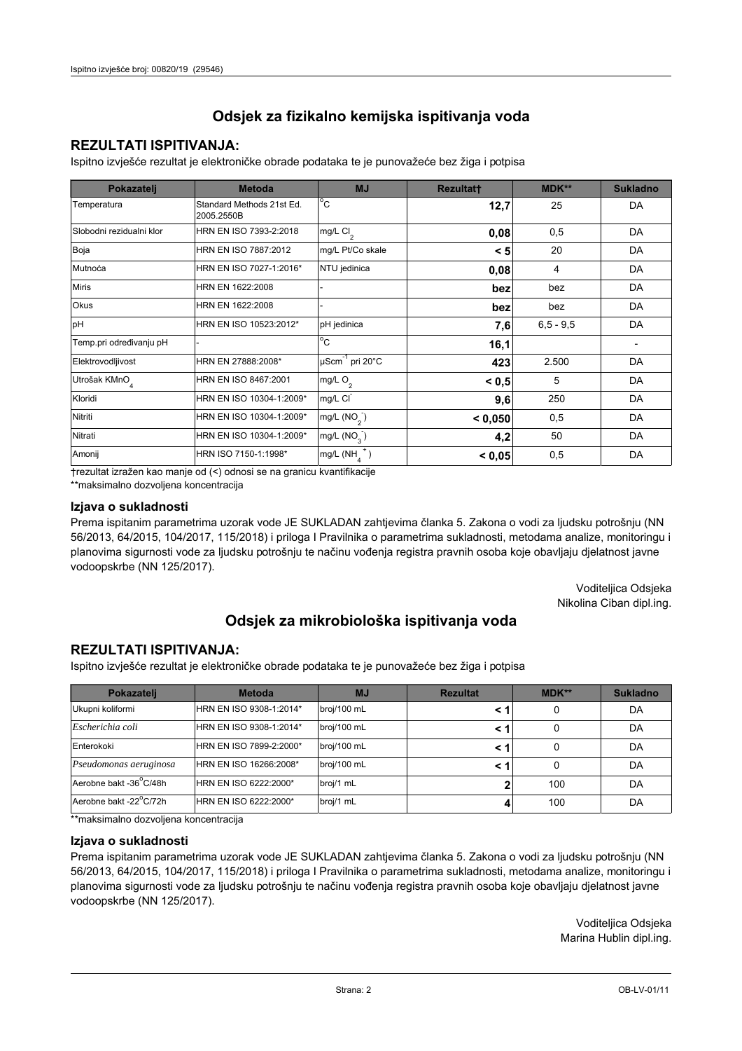## Odsjek za fizikalno kemijska ispitivanja voda

### REZULTATI ISPITIVANJA:

Ispitno izvješće rezultat je elektroničke obrade podataka te je punovažeće bez žiga i potpisa

| Pokazatelj | Metoda | MJ | Rezultat† | MDK** | Sukladno |
|---|---|---|---|---|---|
| Temperatura | Standard Methods 21st Ed. 2005.2550B | °C | **12,7** | 25 | DA |
| Slobodni rezidualni klor | HRN EN ISO 7393-2:2018 | mg/L $Cl_2$ | **0,08** | 0,5 | DA |
| Boja | HRN EN ISO 7887:2012 | mg/L Pt/Co skale | **< 5** | 20 | DA |
| Mutnoća | HRN EN ISO 7027-1:2016* | NTU jedinica | **0,08** | 4 | DA |
| Miris | HRN EN 1622:2008 | - | **bez** | bez | DA |
| Okus | HRN EN 1622:2008 | - | **bez** | bez | DA |
| pH | HRN EN ISO 10523:2012* | pH jedinica | **7,6** | 6,5 - 9,5 | DA |
| Temp.pri određivanju pH | - | °C | **16,1** | | - |
| Elektrovodljivost | HRN EN 27888:2008* | $\mu Scm^{-1}$ pri 20°C | **423** | 2.500 | DA |
| Utrošak $KMnO_4$ | HRN EN ISO 8467:2001 | mg/L $O_2$ | **< 0,5** | 5 | DA |
| Kloridi | HRN EN ISO 10304-1:2009* | mg/L $Cl^-$ | **9,6** | 250 | DA |
| Nitriti | HRN EN ISO 10304-1:2009* | mg/L ($NO_2^-$) | **< 0,050** | 0,5 | DA |
| Nitrati | HRN EN ISO 10304-1:2009* | mg/L ($NO_3^-$) | **4,2** | 50 | DA |
| Amonij | HRN ISO 7150-1:1998* | mg/L ($NH_4^+$) | **< 0,05** | 0,5 | DA |

†rezultat izražen kao manje od (<) odnosi se na granicu kvantifikacije

**maksimalno dozvoljena koncentracija

### Izjava o sukladnosti

Prema ispitanim parametrima uzorak vode JE SUKLADAN zahtjevima članka 5. Zakona o vodi za ljudsku potrošnju (NN 56/2013, 64/2015, 104/2017, 115/2018) i priloga I Pravilnika o parametrima sukladnosti, metodama analize, monitoringu i planovima sigurnosti vode za ljudsku potrošnju te načinu vođenja registra pravnih osoba koje obavljaju djelatnost javne vodoopskrbe (NN 125/2017).

Voditeljica Odsjeka
Nikolina Ciban dipl.ing.

## Odsjek za mikrobiološka ispitivanja voda

### REZULTATI ISPITIVANJA:

Ispitno izvješće rezultat je elektroničke obrade podataka te je punovažeće bez žiga i potpisa

| Pokazatelj | Metoda | MJ | Rezultat | MDK** | Sukladno |
|---|---|---|---|---|---|
| Ukupni koliformi | HRN EN ISO 9308-1:2014* | broj/100 mL | **< 1** | 0 | DA |
| *Escherichia coli* | HRN EN ISO 9308-1:2014* | broj/100 mL | **< 1** | 0 | DA |
| Enterokoki | HRN EN ISO 7899-2:2000* | broj/100 mL | **< 1** | 0 | DA |
| *Pseudomonas aeruginosa* | HRN EN ISO 16266:2008* | broj/100 mL | **< 1** | 0 | DA |
| Aerobne bakt -36°C/48h | HRN EN ISO 6222:2000* | broj/1 mL | **2** | 100 | DA |
| Aerobne bakt -22°C/72h | HRN EN ISO 6222:2000* | broj/1 mL | **4** | 100 | DA |

**maksimalno dozvoljena koncentracija

### Izjava o sukladnosti

Prema ispitanim parametrima uzorak vode JE SUKLADAN zahtjevima članka 5. Zakona o vodi za ljudsku potrošnju (NN 56/2013, 64/2015, 104/2017, 115/2018) i priloga I Pravilnika o parametrima sukladnosti, metodama analize, monitoringu i planovima sigurnosti vode za ljudsku potrošnju te načinu vođenja registra pravnih osoba koje obavljaju djelatnost javne vodoopskrbe (NN 125/2017).

Voditeljica Odsjeka
Marina Hublin dipl.ing.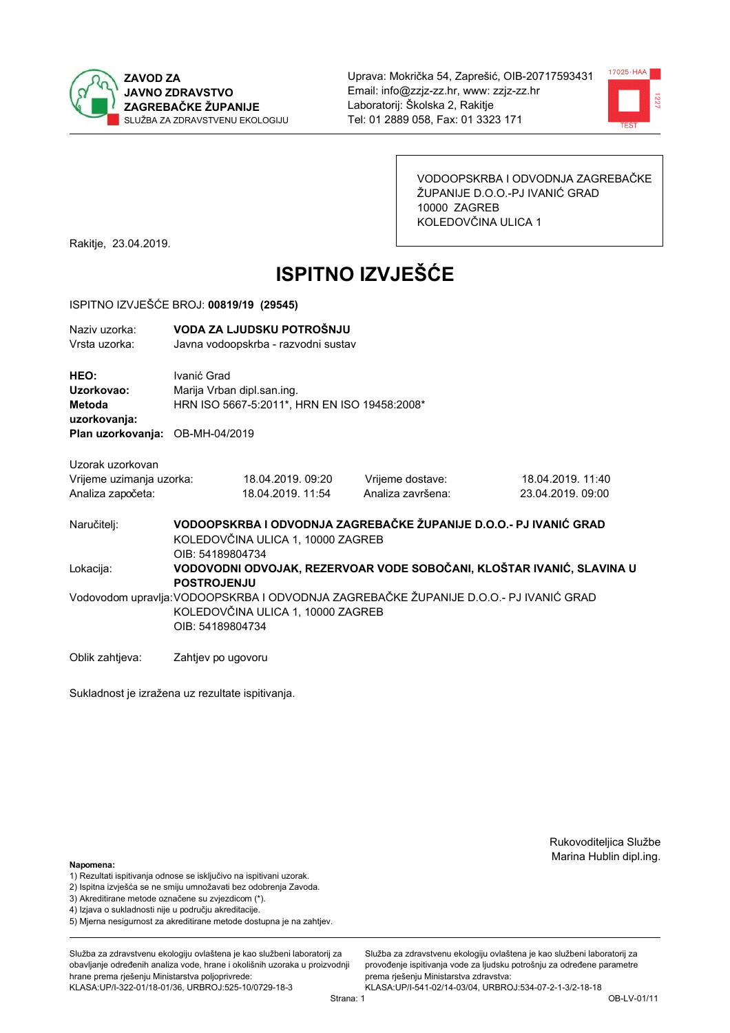**ZAVOD ZA JAVNO ZDRAVSTVO ZAGREBAČKE ŽUPANIJE**
SLUŽBA ZA ZDRAVSTVENU EKOLOGIJU

Uprava: Mokrička 54, Zaprešić, OIB-20717593431
Email: info@zzjz-zz.hr, www: zzjz-zz.hr
Laboratorij: Školska 2, Rakitje
Tel: 01 2889 058, Fax: 01 3323 171

VODOOPSKRBA I ODVODNJA ZAGREBAČKE ŽUPANIJE D.O.O.-PJ IVANIĆ GRAD
10000 ZAGREB
KOLEDOVČINA ULICA 1

Rakitje, 23.04.2019.

# ISPITNO IZVJEŠĆE

ISPITNO IZVJEŠĆE BROJ: **00819/19 (29545)**

Naziv uzorka: **VODA ZA LJUDSKU POTROŠNJU**
Vrsta uzorka: Javna vodoopskrba - razvodni sustav

**HEO:** Ivanić Grad
**Uzorkovao:** Marija Vrban dipl.san.ing.
**Metoda uzorkovanja:** HRN ISO 5667-5:2011*, HRN EN ISO 19458:2008*
**Plan uzorkovanja:** OB-MH-04/2019

Uzorak uzorkovan

| | | | |
|---|---|---|---|
| Vrijeme uzimanja uzorka: | 18.04.2019. 09:20 | Vrijeme dostave: | 18.04.2019. 11:40 |
| Analiza započeta: | 18.04.2019. 11:54 | Analiza završena: | 23.04.2019. 09:00 |

Naručitelj: **VODOOPSKRBA I ODVODNJA ZAGREBAČKE ŽUPANIJE D.O.O.- PJ IVANIĆ GRAD**
KOLEDOVČINA ULICA 1, 10000 ZAGREB
OIB: 54189804734

Lokacija: **VODOVODNI ODVOJAK, REZERVOAR VODE SOBOČANI, KLOŠTAR IVANIĆ, SLAVINA U POSTROJENJU**

Vodovodom upravlja: VODOOPSKRBA I ODVODNJA ZAGREBAČKE ŽUPANIJE D.O.O.- PJ IVANIĆ GRAD
KOLEDOVČINA ULICA 1, 10000 ZAGREB
OIB: 54189804734

Oblik zahtjeva: Zahtjev po ugovoru

Sukladnost je izražena uz rezultate ispitivanja.

Rukovoditeljica Službe
Marina Hublin dipl.ing.

**Napomena:**
1) Rezultati ispitivanja odnose se isključivo na ispitivani uzorak.
2) Ispitna izvješća se ne smiju umnožavati bez odobrenja Zavoda.
3) Akreditirane metode označene su zvjezdicom (*).
4) Izjava o sukladnosti nije u području akreditacije.
5) Mjerna nesigurnost za akreditirane metode dostupna je na zahtjev.

Služba za zdravstvenu ekologiju ovlaštena je kao službeni laboratorij za obavljanje određenih analiza vode, hrane i okolišnih uzoraka u proizvodnji hrane prema rješenju Ministarstva poljoprivrede:
KLASA:UP/I-322-01/18-01/36, URBROJ:525-10/0729-18-3

Služba za zdravstvenu ekologiju ovlaštena je kao službeni laboratorij za provođenje ispitivanja vode za ljudsku potrošnju za određene parametre prema rješenju Ministarstva zdravstva:
KLASA:UP/I-541-02/14-03/04, URBROJ:534-07-2-1-3/2-18-18

OB-LV-01/11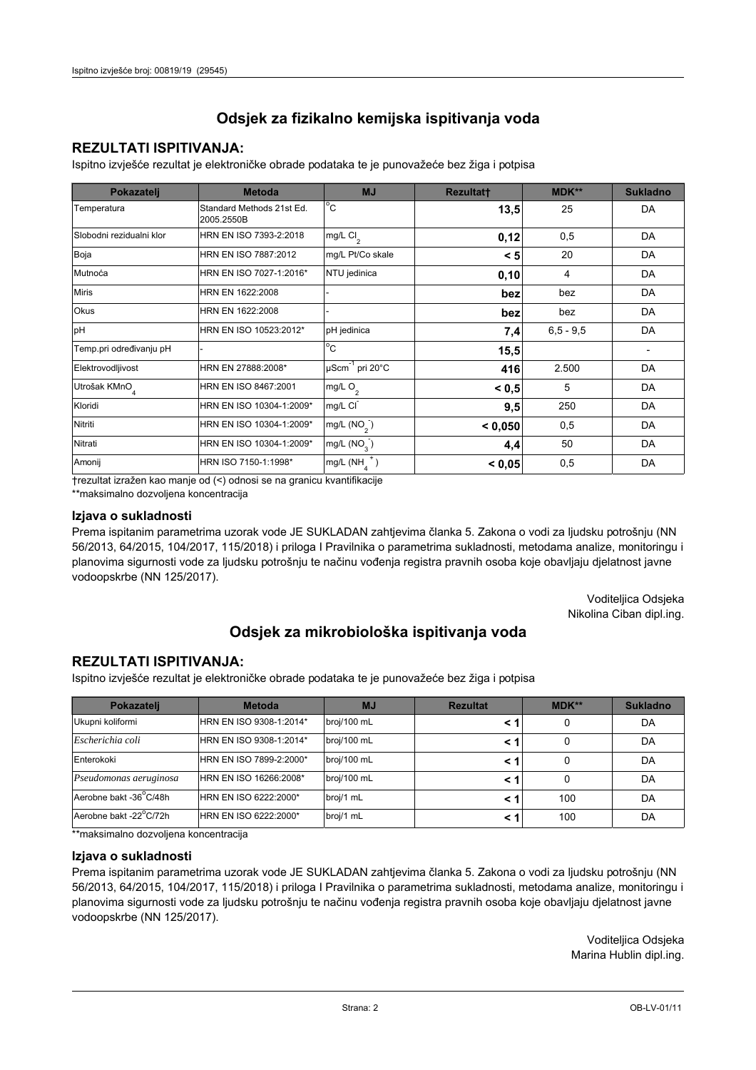## Odsjek za fizikalno kemijska ispitivanja voda

### REZULTATI ISPITIVANJA:

Ispitno izvješće rezultat je elektroničke obrade podataka te je punovažeće bez žiga i potpisa

| Pokazatelj | Metoda | MJ | Rezultat† | MDK** | Sukladno |
|---|---|---|---|---|---|
| Temperatura | Standard Methods 21st Ed. 2005.2550B | °C | **13,5** | 25 | DA |
| Slobodni rezidualni klor | HRN EN ISO 7393-2:2018 | mg/L $Cl_2$ | **0,12** | 0,5 | DA |
| Boja | HRN EN ISO 7887:2012 | mg/L Pt/Co skale | **< 5** | 20 | DA |
| Mutnoća | HRN EN ISO 7027-1:2016* | NTU jedinica | **0,10** | 4 | DA |
| Miris | HRN EN 1622:2008 | - | **bez** | bez | DA |
| Okus | HRN EN 1622:2008 | - | **bez** | bez | DA |
| pH | HRN EN ISO 10523:2012* | pH jedinica | **7,4** | 6,5 - 9,5 | DA |
| Temp.pri određivanju pH | - | °C | **15,5** | | - |
| Elektrovodljivost | HRN EN 27888:2008* | $\mu Scm^{-1}$ pri 20°C | **416** | 2.500 | DA |
| Utrošak $KMnO_4$ | HRN EN ISO 8467:2001 | mg/L $O_2$ | **< 0,5** | 5 | DA |
| Kloridi | HRN EN ISO 10304-1:2009* | mg/L $Cl^-$ | **9,5** | 250 | DA |
| Nitriti | HRN EN ISO 10304-1:2009* | mg/L ($NO_2^-$) | **< 0,050** | 0,5 | DA |
| Nitrati | HRN EN ISO 10304-1:2009* | mg/L ($NO_3^-$) | **4,4** | 50 | DA |
| Amonij | HRN ISO 7150-1:1998* | mg/L ($NH_4^+$) | **< 0,05** | 0,5 | DA |

†rezultat izražen kao manje od (<) odnosi se na granicu kvantifikacije

**maksimalno dozvoljena koncentracija

### Izjava o sukladnosti

Prema ispitanim parametrima uzorak vode JE SUKLADAN zahtjevima članka 5. Zakona o vodi za ljudsku potrošnju (NN 56/2013, 64/2015, 104/2017, 115/2018) i priloga I Pravilnika o parametrima sukladnosti, metodama analize, monitoringu i planovima sigurnosti vode za ljudsku potrošnju te načinu vođenja registra pravnih osoba koje obavljaju djelatnost javne vodoopskrbe (NN 125/2017).

Voditeljica Odsjeka
Nikolina Ciban dipl.ing.

## Odsjek za mikrobiološka ispitivanja voda

### REZULTATI ISPITIVANJA:

Ispitno izvješće rezultat je elektroničke obrade podataka te je punovažeće bez žiga i potpisa

| Pokazatelj | Metoda | MJ | Rezultat | MDK** | Sukladno |
|---|---|---|---|---|---|
| Ukupni koliformi | HRN EN ISO 9308-1:2014* | broj/100 mL | **< 1** | 0 | DA |
| *Escherichia coli* | HRN EN ISO 9308-1:2014* | broj/100 mL | **< 1** | 0 | DA |
| Enterokoki | HRN EN ISO 7899-2:2000* | broj/100 mL | **< 1** | 0 | DA |
| *Pseudomonas aeruginosa* | HRN EN ISO 16266:2008* | broj/100 mL | **< 1** | 0 | DA |
| Aerobne bakt -36°C/48h | HRN EN ISO 6222:2000* | broj/1 mL | **< 1** | 100 | DA |
| Aerobne bakt -22°C/72h | HRN EN ISO 6222:2000* | broj/1 mL | **< 1** | 100 | DA |

**maksimalno dozvoljena koncentracija

### Izjava o sukladnosti

Prema ispitanim parametrima uzorak vode JE SUKLADAN zahtjevima članka 5. Zakona o vodi za ljudsku potrošnju (NN 56/2013, 64/2015, 104/2017, 115/2018) i priloga I Pravilnika o parametrima sukladnosti, metodama analize, monitoringu i planovima sigurnosti vode za ljudsku potrošnju te načinu vođenja registra pravnih osoba koje obavljaju djelatnost javne vodoopskrbe (NN 125/2017).

Voditeljica Odsjeka
Marina Hublin dipl.ing.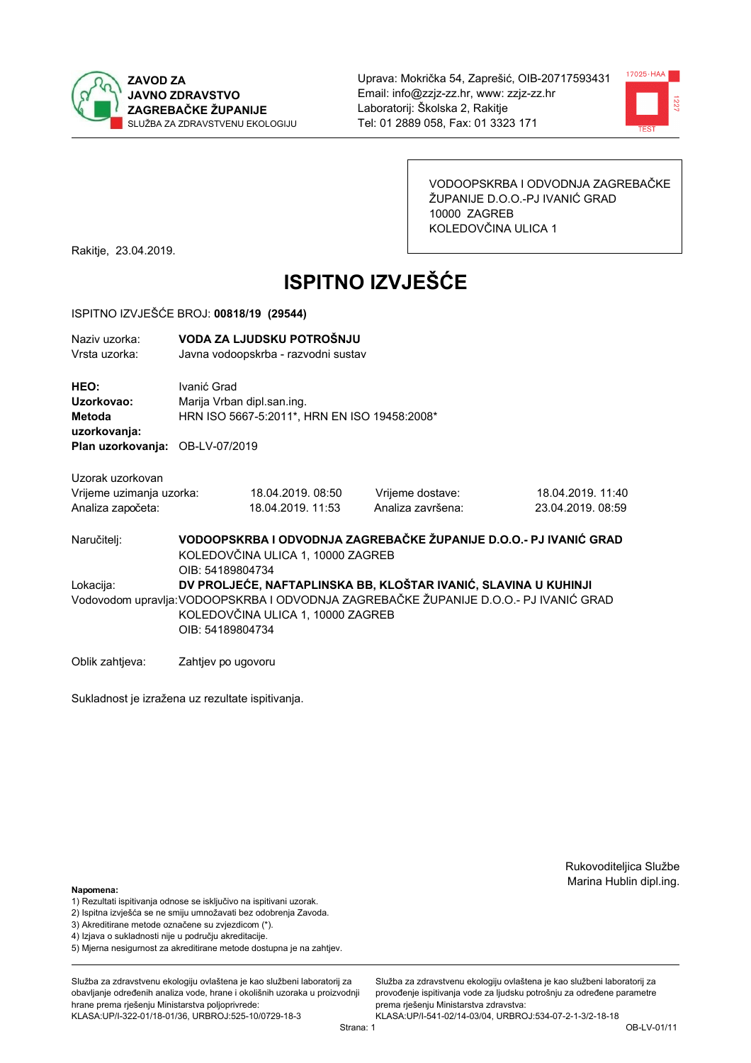**ZAVOD ZA JAVNO ZDRAVSTVO ZAGREBAČKE ŽUPANIJE**
SLUŽBA ZA ZDRAVSTVENU EKOLOGIJU

Uprava: Mokrička 54, Zaprešić, OIB-20717593431
Email: info@zzjz-zz.hr, www: zzjz-zz.hr
Laboratorij: Školska 2, Rakitje
Tel: 01 2889 058, Fax: 01 3323 171

VODOOPSKRBA I ODVODNJA ZAGREBAČKE ŽUPANIJE D.O.O.-PJ IVANIĆ GRAD
10000 ZAGREB
KOLEDOVČINA ULICA 1

Rakitje, 23.04.2019.

# ISPITNO IZVJEŠĆE

ISPITNO IZVJEŠĆE BROJ: **00818/19 (29544)**

Naziv uzorka: **VODA ZA LJUDSKU POTROŠNJU**
Vrsta uzorka: Javna vodoopskrba - razvodni sustav

**HEO:** Ivanić Grad
**Uzorkovao:** Marija Vrban dipl.san.ing.
**Metoda uzorkovanja:** HRN ISO 5667-5:2011*, HRN EN ISO 19458:2008*
**Plan uzorkovanja:** OB-LV-07/2019

Uzorak uzorkovan
Vrijeme uzimanja uzorka: 18.04.2019. 08:50 Vrijeme dostave: 18.04.2019. 11:40
Analiza započeta: 18.04.2019. 11:53 Analiza završena: 23.04.2019. 08:59

Naručitelj: **VODOOPSKRBA I ODVODNJA ZAGREBAČKE ŽUPANIJE D.O.O.- PJ IVANIĆ GRAD**
KOLEDOVČINA ULICA 1, 10000 ZAGREB
OIB: 54189804734

Lokacija: **DV PROLJEĆE, NAFTAPLINSKA BB, KLOŠTAR IVANIĆ, SLAVINA U KUHINJI**

Vodovodom upravlja: VODOOPSKRBA I ODVODNJA ZAGREBAČKE ŽUPANIJE D.O.O.- PJ IVANIĆ GRAD
KOLEDOVČINA ULICA 1, 10000 ZAGREB
OIB: 54189804734

Oblik zahtjeva: Zahtjev po ugovoru

Sukladnost je izražena uz rezultate ispitivanja.

Rukovoditeljica Službe
Marina Hublin dipl.ing.

**Napomena:**
1) Rezultati ispitivanja odnose se isključivo na ispitivani uzorak.
2) Ispitna izvješća se ne smiju umnožavati bez odobrenja Zavoda.
3) Akreditirane metode označene su zvjezdicom (*).
4) Izjava o sukladnosti nije u području akreditacije.
5) Mjerna nesigurnost za akreditirane metode dostupna je na zahtjev.

Služba za zdravstvenu ekologiju ovlaštena je kao službeni laboratorij za obavljanje određenih analiza vode, hrane i okolišnih uzoraka u proizvodnji hrane prema rješenju Ministarstva poljoprivrede:
KLASA:UP/I-322-01/18-01/36, URBROJ:525-10/0729-18-3

Služba za zdravstvenu ekologiju ovlaštena je kao službeni laboratorij za provođenje ispitivanja vode za ljudsku potrošnju za određene parametre prema rješenju Ministarstva zdravstva:
KLASA:UP/I-541-02/14-03/04, URBROJ:534-07-2-1-3/2-18-18

OB-LV-01/11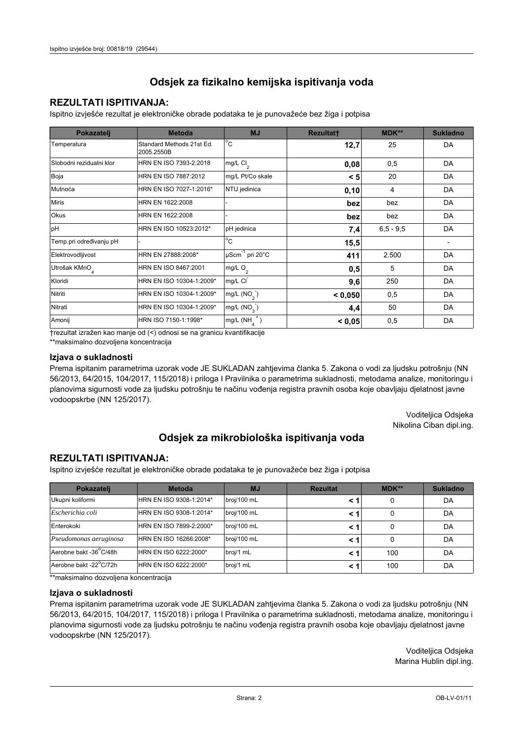## Odsjek za fizikalno kemijska ispitivanja voda

### REZULTATI ISPITIVANJA:

Ispitno izvješće rezultat je elektroničke obrade podataka te je punovažeće bez žiga i potpisa

| Pokazatelj | Metoda | MJ | Rezultat† | MDK** | Sukladno |
|---|---|---|---|---|---|
| Temperatura | Standard Methods 21st Ed. 2005.2550B | $^{o}C$ | **12,7** | 25 | DA |
| Slobodni rezidualni klor | HRN EN ISO 7393-2:2018 | mg/L $Cl_2$ | **0,08** | 0,5 | DA |
| Boja | HRN EN ISO 7887:2012 | mg/L Pt/Co skale | **< 5** | 20 | DA |
| Mutnoća | HRN EN ISO 7027-1:2016* | NTU jedinica | **0,10** | 4 | DA |
| Miris | HRN EN 1622:2008 | - | **bez** | bez | DA |
| Okus | HRN EN 1622:2008 | - | **bez** | bez | DA |
| pH | HRN EN ISO 10523:2012* | pH jedinica | **7,4** | 6,5 - 9,5 | DA |
| Temp.pri određivanju pH | - | $^{o}C$ | **15,5** | | - |
| Elektrovodljivost | HRN EN 27888:2008* | $\mu Scm^{-1}$ pri 20°C | **411** | 2.500 | DA |
| Utrošak $KMnO_4$ | HRN EN ISO 8467:2001 | mg/L $O_2$ | **0,5** | 5 | DA |
| Kloridi | HRN EN ISO 10304-1:2009* | mg/L $Cl^-$ | **9,6** | 250 | DA |
| Nitriti | HRN EN ISO 10304-1:2009* | mg/L ($NO_2^-$) | **< 0,050** | 0,5 | DA |
| Nitrati | HRN EN ISO 10304-1:2009* | mg/L ($NO_3^-$) | **4,4** | 50 | DA |
| Amonij | HRN ISO 7150-1:1998* | mg/L ($NH_4^+$) | **< 0,05** | 0,5 | DA |

†rezultat izražen kao manje od (<) odnosi se na granicu kvantifikacije

**maksimalno dozvoljena koncentracija

### Izjava o sukladnosti

Prema ispitanim parametrima uzorak vode JE SUKLADAN zahtjevima članka 5. Zakona o vodi za ljudsku potrošnju (NN 56/2013, 64/2015, 104/2017, 115/2018) i priloga I Pravilnika o parametrima sukladnosti, metodama analize, monitoringu i planovima sigurnosti vode za ljudsku potrošnju te načinu vođenja registra pravnih osoba koje obavljaju djelatnost javne vodoopskrbe (NN 125/2017).

Voditeljica Odsjeka
Nikolina Ciban dipl.ing.

## Odsjek za mikrobiološka ispitivanja voda

### REZULTATI ISPITIVANJA:

Ispitno izvješće rezultat je elektroničke obrade podataka te je punovažeće bez žiga i potpisa

| Pokazatelj | Metoda | MJ | Rezultat | MDK** | Sukladno |
|---|---|---|---|---|---|
| Ukupni koliformi | HRN EN ISO 9308-1:2014* | broj/100 mL | **< 1** | 0 | DA |
| *Escherichia coli* | HRN EN ISO 9308-1:2014* | broj/100 mL | **< 1** | 0 | DA |
| Enterokoki | HRN EN ISO 7899-2:2000* | broj/100 mL | **< 1** | 0 | DA |
| *Pseudomonas aeruginosa* | HRN EN ISO 16266:2008* | broj/100 mL | **< 1** | 0 | DA |
| Aerobne bakt -36°C/48h | HRN EN ISO 6222:2000* | broj/1 mL | **< 1** | 100 | DA |
| Aerobne bakt -22°C/72h | HRN EN ISO 6222:2000* | broj/1 mL | **< 1** | 100 | DA |

**maksimalno dozvoljena koncentracija

### Izjava o sukladnosti

Prema ispitanim parametrima uzorak vode JE SUKLADAN zahtjevima članka 5. Zakona o vodi za ljudsku potrošnju (NN 56/2013, 64/2015, 104/2017, 115/2018) i priloga I Pravilnika o parametrima sukladnosti, metodama analize, monitoringu i planovima sigurnosti vode za ljudsku potrošnju te načinu vođenja registra pravnih osoba koje obavljaju djelatnost javne vodoopskrbe (NN 125/2017).

Voditeljica Odsjeka
Marina Hublin dipl.ing.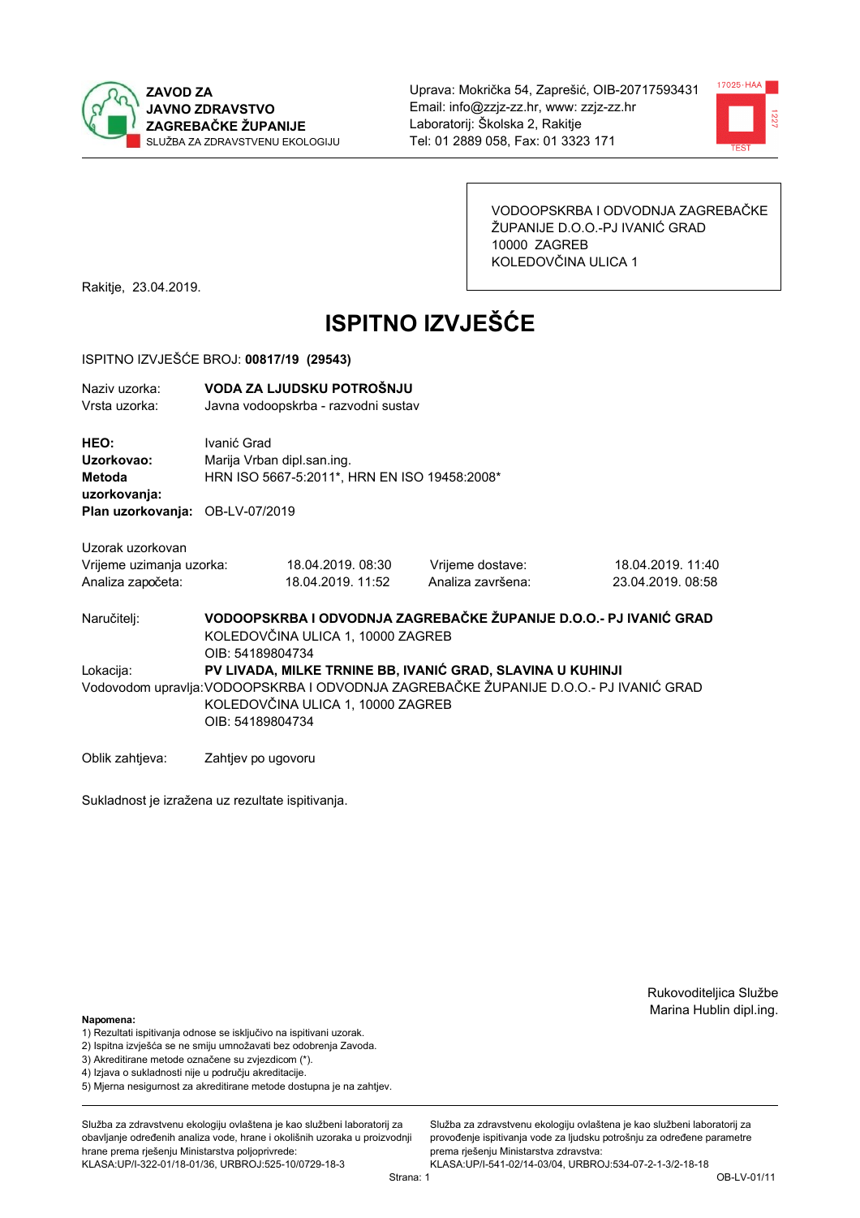**ZAVOD ZA JAVNO ZDRAVSTVO ZAGREBAČKE ŽUPANIJE**
SLUŽBA ZA ZDRAVSTVENU EKOLOGIJU

Uprava: Mokrička 54, Zaprešić, OIB-20717593431
Email: info@zzjz-zz.hr, www: zzjz-zz.hr
Laboratorij: Školska 2, Rakitje
Tel: 01 2889 058, Fax: 01 3323 171

VODOOPSKRBA I ODVODNJA ZAGREBAČKE ŽUPANIJE D.O.O.-PJ IVANIĆ GRAD
10000 ZAGREB
KOLEDOVČINA ULICA 1

Rakitje, 23.04.2019.

# ISPITNO IZVJEŠĆE

ISPITNO IZVJEŠĆE BROJ: **00817/19 (29543)**

Naziv uzorka: **VODA ZA LJUDSKU POTROŠNJU**
Vrsta uzorka: Javna vodoopskrba - razvodni sustav

**HEO:** Ivanić Grad
**Uzorkovao:** Marija Vrban dipl.san.ing.
**Metoda uzorkovanja:** HRN ISO 5667-5:2011*, HRN EN ISO 19458:2008*
**Plan uzorkovanja:** OB-LV-07/2019

Uzorak uzorkovan

| | | | |
|---|---|---|---|
| Vrijeme uzimanja uzorka: | 18.04.2019. 08:30 | Vrijeme dostave: | 18.04.2019. 11:40 |
| Analiza započeta: | 18.04.2019. 11:52 | Analiza završena: | 23.04.2019. 08:58 |

Naručitelj: **VODOOPSKRBA I ODVODNJA ZAGREBAČKE ŽUPANIJE D.O.O.- PJ IVANIĆ GRAD**
KOLEDOVČINA ULICA 1, 10000 ZAGREB
OIB: 54189804734

Lokacija: **PV LIVADA, MILKE TRNINE BB, IVANIĆ GRAD, SLAVINA U KUHINJI**

Vodovodom upravlja: VODOOPSKRBA I ODVODNJA ZAGREBAČKE ŽUPANIJE D.O.O.- PJ IVANIĆ GRAD
KOLEDOVČINA ULICA 1, 10000 ZAGREB
OIB: 54189804734

Oblik zahtjeva: Zahtjev po ugovoru

Sukladnost je izražena uz rezultate ispitivanja.

Rukovoditeljica Službe
Marina Hublin dipl.ing.

**Napomena:**
1) Rezultati ispitivanja odnose se isključivo na ispitivani uzorak.
2) Ispitna izvješća se ne smiju umnožavati bez odobrenja Zavoda.
3) Akreditirane metode označene su zvjezdicom (*).
4) Izjava o sukladnosti nije u području akreditacije.
5) Mjerna nesigurnost za akreditirane metode dostupna je na zahtjev.

Služba za zdravstvenu ekologiju ovlaštena je kao službeni laboratorij za obavljanje određenih analiza vode, hrane i okolišnih uzoraka u proizvodnji hrane prema rješenju Ministarstva poljoprivrede: KLASA:UP/I-322-01/18-01/36, URBROJ:525-10/0729-18-3

Služba za zdravstvenu ekologiju ovlaštena je kao službeni laboratorij za provođenje ispitivanja vode za ljudsku potrošnju za određene parametre prema rješenju Ministarstva zdravstva: KLASA:UP/I-541-02/14-03/04, URBROJ:534-07-2-1-3/2-18-18

OB-LV-01/11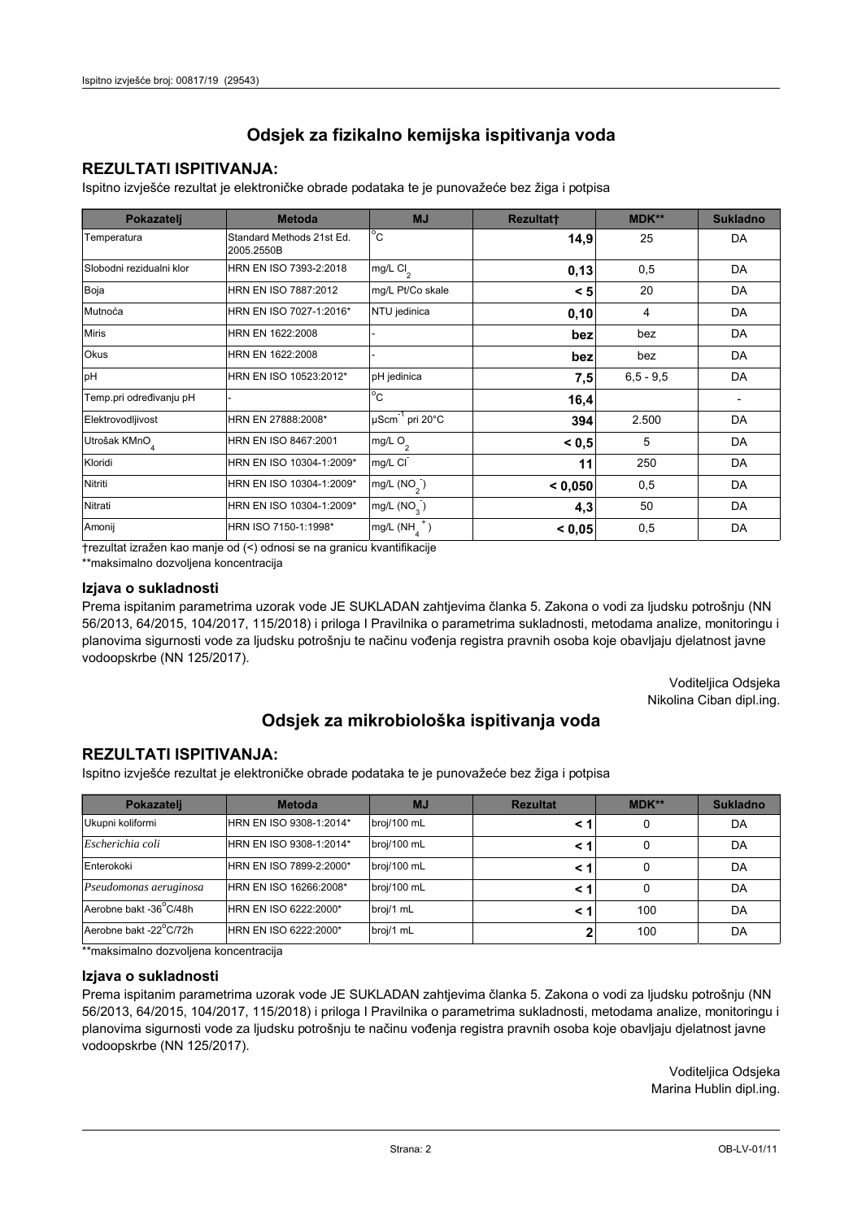## Odsjek za fizikalno kemijska ispitivanja voda

### REZULTATI ISPITIVANJA:

Ispitno izvješće rezultat je elektroničke obrade podataka te je punovažeće bez žiga i potpisa

| Pokazatelj | Metoda | MJ | Rezultat† | MDK** | Sukladno |
|---|---|---|---|---|---|
| Temperatura | Standard Methods 21st Ed. 2005.2550B | °C | **14,9** | 25 | DA |
| Slobodni rezidualni klor | HRN EN ISO 7393-2:2018 | mg/L $Cl_2$ | **0,13** | 0,5 | DA |
| Boja | HRN EN ISO 7887:2012 | mg/L Pt/Co skale | **< 5** | 20 | DA |
| Mutnoća | HRN EN ISO 7027-1:2016* | NTU jedinica | **0,10** | 4 | DA |
| Miris | HRN EN 1622:2008 | - | **bez** | bez | DA |
| Okus | HRN EN 1622:2008 | - | **bez** | bez | DA |
| pH | HRN EN ISO 10523:2012* | pH jedinica | **7,5** | 6,5 - 9,5 | DA |
| Temp.pri određivanju pH | - | °C | **16,4** | | - |
| Elektrovodljivost | HRN EN 27888:2008* | $\mu Scm^{-1}$ pri 20°C | **394** | 2.500 | DA |
| Utrošak $KMnO_4$ | HRN EN ISO 8467:2001 | mg/L $O_2$ | **< 0,5** | 5 | DA |
| Kloridi | HRN EN ISO 10304-1:2009* | mg/L $Cl^-$ | **11** | 250 | DA |
| Nitriti | HRN EN ISO 10304-1:2009* | mg/L ($NO_2^-$) | **< 0,050** | 0,5 | DA |
| Nitrati | HRN EN ISO 10304-1:2009* | mg/L ($NO_3^-$) | **4,3** | 50 | DA |
| Amonij | HRN ISO 7150-1:1998* | mg/L ($NH_4^+$) | **< 0,05** | 0,5 | DA |

†rezultat izražen kao manje od (<) odnosi se na granicu kvantifikacije

**maksimalno dozvoljena koncentracija

### Izjava o sukladnosti

Prema ispitanim parametrima uzorak vode JE SUKLADAN zahtjevima članka 5. Zakona o vodi za ljudsku potrošnju (NN 56/2013, 64/2015, 104/2017, 115/2018) i priloga I Pravilnika o parametrima sukladnosti, metodama analize, monitoringu i planovima sigurnosti vode za ljudsku potrošnju te načinu vođenja registra pravnih osoba koje obavljaju djelatnost javne vodoopskrbe (NN 125/2017).

Voditeljica Odsjeka
Nikolina Ciban dipl.ing.

## Odsjek za mikrobiološka ispitivanja voda

### REZULTATI ISPITIVANJA:

Ispitno izvješće rezultat je elektroničke obrade podataka te je punovažeće bez žiga i potpisa

| Pokazatelj | Metoda | MJ | Rezultat | MDK** | Sukladno |
|---|---|---|---|---|---|
| Ukupni koliformi | HRN EN ISO 9308-1:2014* | broj/100 mL | **< 1** | 0 | DA |
| *Escherichia coli* | HRN EN ISO 9308-1:2014* | broj/100 mL | **< 1** | 0 | DA |
| Enterokoki | HRN EN ISO 7899-2:2000* | broj/100 mL | **< 1** | 0 | DA |
| *Pseudomonas aeruginosa* | HRN EN ISO 16266:2008* | broj/100 mL | **< 1** | 0 | DA |
| Aerobne bakt -36°C/48h | HRN EN ISO 6222:2000* | broj/1 mL | **< 1** | 100 | DA |
| Aerobne bakt -22°C/72h | HRN EN ISO 6222:2000* | broj/1 mL | **2** | 100 | DA |

**maksimalno dozvoljena koncentracija

### Izjava o sukladnosti

Prema ispitanim parametrima uzorak vode JE SUKLADAN zahtjevima članka 5. Zakona o vodi za ljudsku potrošnju (NN 56/2013, 64/2015, 104/2017, 115/2018) i priloga I Pravilnika o parametrima sukladnosti, metodama analize, monitoringu i planovima sigurnosti vode za ljudsku potrošnju te načinu vođenja registra pravnih osoba koje obavljaju djelatnost javne vodoopskrbe (NN 125/2017).

Voditeljica Odsjeka
Marina Hublin dipl.ing.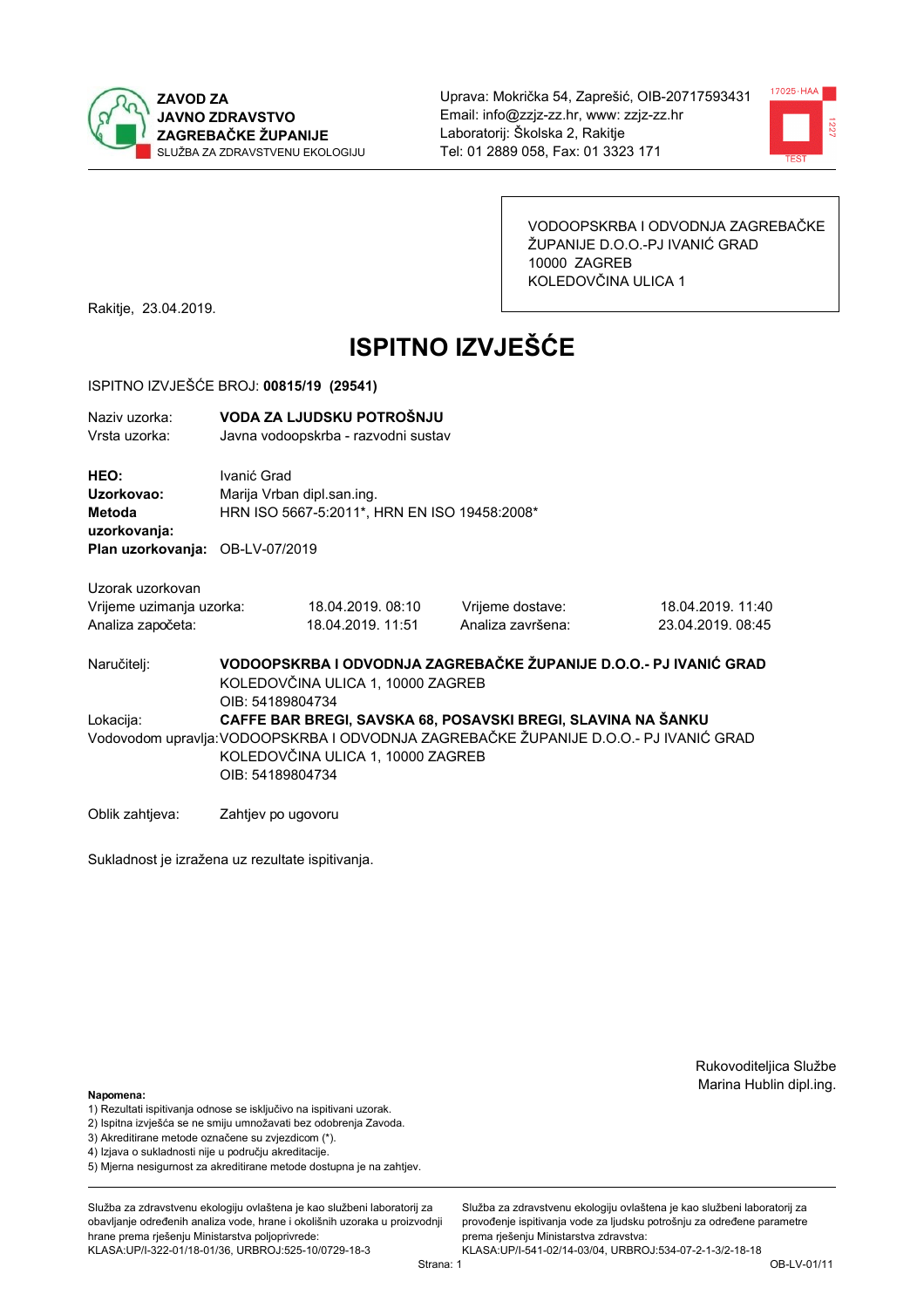**ZAVOD ZA JAVNO ZDRAVSTVO ZAGREBAČKE ŽUPANIJE**
SLUŽBA ZA ZDRAVSTVENU EKOLOGIJU

Uprava: Mokrička 54, Zaprešić, OIB-20717593431
Email: info@zzjz-zz.hr, www: zzjz-zz.hr
Laboratorij: Školska 2, Rakitje
Tel: 01 2889 058, Fax: 01 3323 171

VODOOPSKRBA I ODVODNJA ZAGREBAČKE ŽUPANIJE D.O.O.-PJ IVANIĆ GRAD
10000 ZAGREB
KOLEDOVČINA ULICA 1

Rakitje, 23.04.2019.

# ISPITNO IZVJEŠĆE

ISPITNO IZVJEŠĆE BROJ: **00815/19 (29541)**

Naziv uzorka: **VODA ZA LJUDSKU POTROŠNJU**
Vrsta uzorka: Javna vodoopskrba - razvodni sustav

**HEO:** Ivanić Grad
**Uzorkovao:** Marija Vrban dipl.san.ing.
**Metoda uzorkovanja:** HRN ISO 5667-5:2011*, HRN EN ISO 19458:2008*
**Plan uzorkovanja:** OB-LV-07/2019

Uzorak uzorkovan

| | | | |
|---|---|---|---|
| Vrijeme uzimanja uzorka: | 18.04.2019. 08:10 | Vrijeme dostave: | 18.04.2019. 11:40 |
| Analiza započeta: | 18.04.2019. 11:51 | Analiza završena: | 23.04.2019. 08:45 |

Naručitelj: **VODOOPSKRBA I ODVODNJA ZAGREBAČKE ŽUPANIJE D.O.O.- PJ IVANIĆ GRAD**
KOLEDOVČINA ULICA 1, 10000 ZAGREB
OIB: 54189804734

Lokacija: **CAFFE BAR BREGI, SAVSKA 68, POSAVSKI BREGI, SLAVINA NA ŠANKU**

Vodovodom upravlja: VODOOPSKRBA I ODVODNJA ZAGREBAČKE ŽUPANIJE D.O.O.- PJ IVANIĆ GRAD
KOLEDOVČINA ULICA 1, 10000 ZAGREB
OIB: 54189804734

Oblik zahtjeva: Zahtjev po ugovoru

Sukladnost je izražena uz rezultate ispitivanja.

Rukovoditeljica Službe
Marina Hublin dipl.ing.

**Napomena:**
1) Rezultati ispitivanja odnose se isključivo na ispitivani uzorak.
2) Ispitna izvješća se ne smiju umnožavati bez odobrenja Zavoda.
3) Akreditirane metode označene su zvjezdicom (*).
4) Izjava o sukladnosti nije u području akreditacije.
5) Mjerna nesigurnost za akreditirane metode dostupna je na zahtjev.

Služba za zdravstvenu ekologiju ovlaštena je kao službeni laboratorij za obavljanje određenih analiza vode, hrane i okolišnih uzoraka u proizvodnji hrane prema rješenju Ministarstva poljoprivrede: KLASA:UP/I-322-01/18-01/36, URBROJ:525-10/0729-18-3

Služba za zdravstvenu ekologiju ovlaštena je kao službeni laboratorij za provođenje ispitivanja vode za ljudsku potrošnju za određene parametre prema rješenju Ministarstva zdravstva: KLASA:UP/I-541-02/14-03/04, URBROJ:534-07-2-1-3/2-18-18

OB-LV-01/11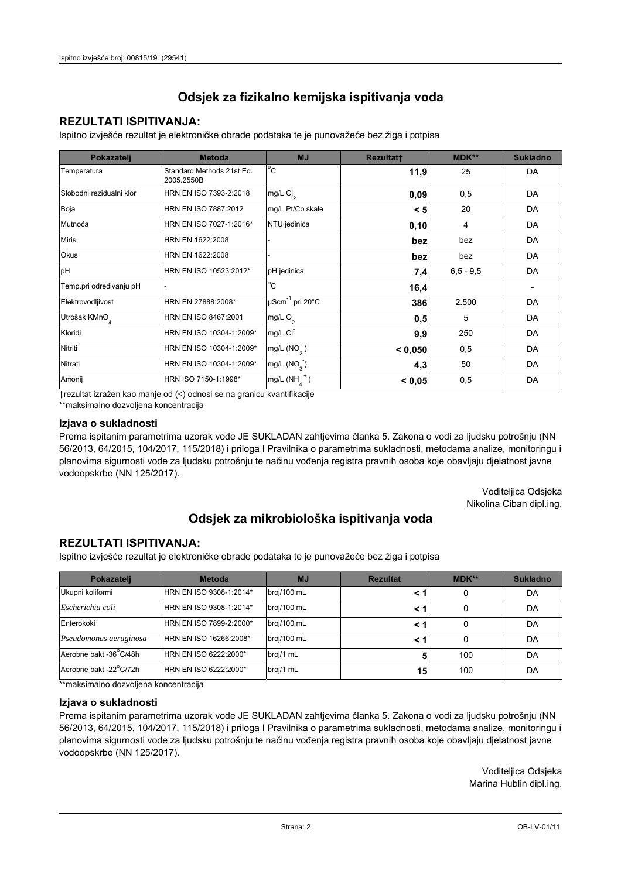## Odsjek za fizikalno kemijska ispitivanja voda

### REZULTATI ISPITIVANJA:

Ispitno izvješće rezultat je elektroničke obrade podataka te je punovažeće bez žiga i potpisa

| Pokazatelj | Metoda | MJ | Rezultat† | MDK** | Sukladno |
|---|---|---|---|---|---|
| Temperatura | Standard Methods 21st Ed. 2005.2550B | °C | **11,9** | 25 | DA |
| Slobodni rezidualni klor | HRN EN ISO 7393-2:2018 | mg/L $Cl_2$ | **0,09** | 0,5 | DA |
| Boja | HRN EN ISO 7887:2012 | mg/L Pt/Co skale | **< 5** | 20 | DA |
| Mutnoća | HRN EN ISO 7027-1:2016* | NTU jedinica | **0,10** | 4 | DA |
| Miris | HRN EN 1622:2008 | - | **bez** | bez | DA |
| Okus | HRN EN 1622:2008 | - | **bez** | bez | DA |
| pH | HRN EN ISO 10523:2012* | pH jedinica | **7,4** | 6,5 - 9,5 | DA |
| Temp.pri određivanju pH | - | °C | **16,4** | | - |
| Elektrovodljivost | HRN EN 27888:2008* | $\mu Scm^{-1}$ pri 20°C | **386** | 2.500 | DA |
| Utrošak $KMnO_4$ | HRN EN ISO 8467:2001 | mg/L $O_2$ | **0,5** | 5 | DA |
| Kloridi | HRN EN ISO 10304-1:2009* | mg/L $Cl^-$ | **9,9** | 250 | DA |
| Nitriti | HRN EN ISO 10304-1:2009* | mg/L ($NO_2^-$) | **< 0,050** | 0,5 | DA |
| Nitrati | HRN EN ISO 10304-1:2009* | mg/L ($NO_3^-$) | **4,3** | 50 | DA |
| Amonij | HRN ISO 7150-1:1998* | mg/L ($NH_4^+$) | **< 0,05** | 0,5 | DA |

†rezultat izražen kao manje od (<) odnosi se na granicu kvantifikacije

**maksimalno dozvoljena koncentracija

### Izjava o sukladnosti

Prema ispitanim parametrima uzorak vode JE SUKLADAN zahtjevima članka 5. Zakona o vodi za ljudsku potrošnju (NN 56/2013, 64/2015, 104/2017, 115/2018) i priloga I Pravilnika o parametrima sukladnosti, metodama analize, monitoringu i planovima sigurnosti vode za ljudsku potrošnju te načinu vođenja registra pravnih osoba koje obavljaju djelatnost javne vodoopskrbe (NN 125/2017).

Voditeljica Odsjeka
Nikolina Ciban dipl.ing.

## Odsjek za mikrobiološka ispitivanja voda

### REZULTATI ISPITIVANJA:

Ispitno izvješće rezultat je elektroničke obrade podataka te je punovažeće bez žiga i potpisa

| Pokazatelj | Metoda | MJ | Rezultat | MDK** | Sukladno |
|---|---|---|---|---|---|
| Ukupni koliformi | HRN EN ISO 9308-1:2014* | broj/100 mL | **< 1** | 0 | DA |
| *Escherichia coli* | HRN EN ISO 9308-1:2014* | broj/100 mL | **< 1** | 0 | DA |
| Enterokoki | HRN EN ISO 7899-2:2000* | broj/100 mL | **< 1** | 0 | DA |
| *Pseudomonas aeruginosa* | HRN EN ISO 16266:2008* | broj/100 mL | **< 1** | 0 | DA |
| Aerobne bakt -36°C/48h | HRN EN ISO 6222:2000* | broj/1 mL | **5** | 100 | DA |
| Aerobne bakt -22°C/72h | HRN EN ISO 6222:2000* | broj/1 mL | **15** | 100 | DA |

**maksimalno dozvoljena koncentracija

### Izjava o sukladnosti

Prema ispitanim parametrima uzorak vode JE SUKLADAN zahtjevima članka 5. Zakona o vodi za ljudsku potrošnju (NN 56/2013, 64/2015, 104/2017, 115/2018) i priloga I Pravilnika o parametrima sukladnosti, metodama analize, monitoringu i planovima sigurnosti vode za ljudsku potrošnju te načinu vođenja registra pravnih osoba koje obavljaju djelatnost javne vodoopskrbe (NN 125/2017).

Voditeljica Odsjeka
Marina Hublin dipl.ing.